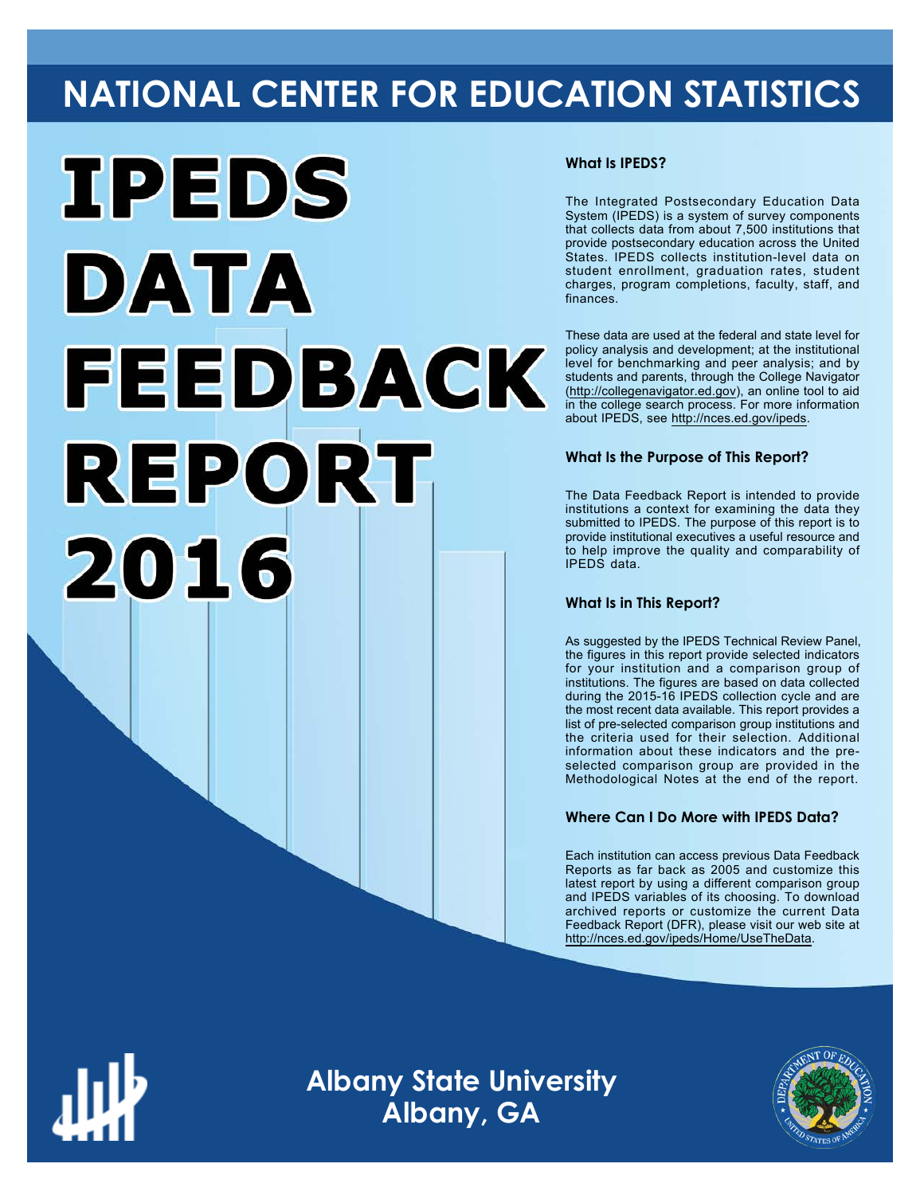# NATIONAL CENTER FOR EDUCATION STATISTICS

# IPEDS DATA FEEDBACK REPORT 2016

### What Is IPEDS?

The Integrated Postsecondary Education Data System (IPEDS) is a system of survey components that collects data from about 7,500 institutions that provide postsecondary education across the United States. IPEDS collects institution-level data on student enrollment, graduation rates, student charges, program completions, faculty, staff, and finances.

These data are used at the federal and state level for policy analysis and development; at the institutional level for benchmarking and peer analysis; and by students and parents, through the College Navigator (http://collegenavigator.ed.gov), an online tool to aid in the college search process. For more information about IPEDS, see http://nces.ed.gov/ipeds.

### What Is the Purpose of This Report?

The Data Feedback Report is intended to provide institutions a context for examining the data they submitted to IPEDS. The purpose of this report is to provide institutional executives a useful resource and to help improve the quality and comparability of IPEDS data.

### What Is in This Report?

As suggested by the IPEDS Technical Review Panel, the figures in this report provide selected indicators for your institution and a comparison group of institutions. The figures are based on data collected during the 2015-16 IPEDS collection cycle and are the most recent data available. This report provides a list of pre-selected comparison group institutions and the criteria used for their selection. Additional information about these indicators and the pre-selected comparison group are provided in the Methodological Notes at the end of the report.

### Where Can I Do More with IPEDS Data?

Each institution can access previous Data Feedback Reports as far back as 2005 and customize this latest report by using a different comparison group and IPEDS variables of its choosing. To download archived reports or customize the current Data Feedback Report (DFR), please visit our web site at http://nces.ed.gov/ipeds/Home/UseTheData.

## Albany State University
## Albany, GA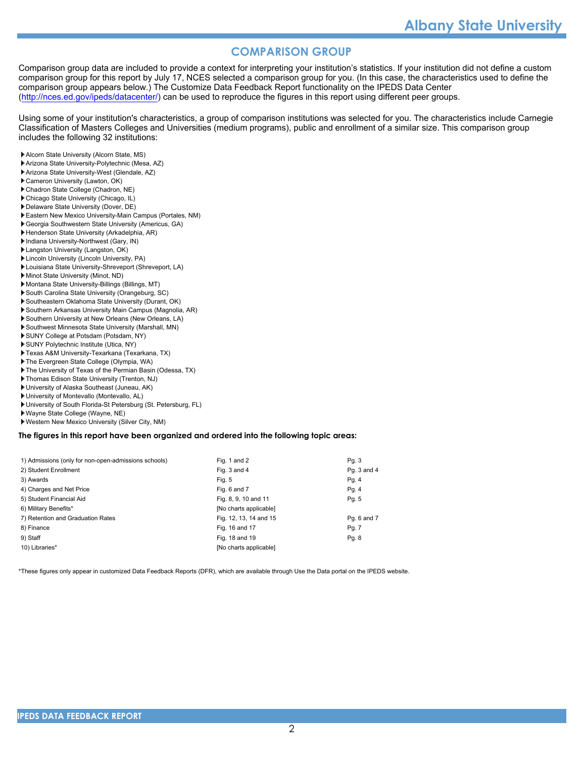## COMPARISON GROUP

Comparison group data are included to provide a context for interpreting your institution's statistics. If your institution did not define a custom comparison group for this report by July 17, NCES selected a comparison group for you. (In this case, the characteristics used to define the comparison group appears below.) The Customize Data Feedback Report functionality on the IPEDS Data Center (http://nces.ed.gov/ipeds/datacenter/) can be used to reproduce the figures in this report using different peer groups.

Using some of your institution's characteristics, a group of comparison institutions was selected for you. The characteristics include Carnegie Classification of Masters Colleges and Universities (medium programs), public and enrollment of a similar size. This comparison group includes the following 32 institutions:

- Alcorn State University (Alcorn State, MS)
- Arizona State University-Polytechnic (Mesa, AZ)
- Arizona State University-West (Glendale, AZ)
- Cameron University (Lawton, OK)
- Chadron State College (Chadron, NE)
- Chicago State University (Chicago, IL)
- Delaware State University (Dover, DE)
- Eastern New Mexico University-Main Campus (Portales, NM)
- Georgia Southwestern State University (Americus, GA)
- Henderson State University (Arkadelphia, AR)
- Indiana University-Northwest (Gary, IN)
- Langston University (Langston, OK)
- Lincoln University (Lincoln University, PA)
- Louisiana State University-Shreveport (Shreveport, LA)
- Minot State University (Minot, ND)
- Montana State University-Billings (Billings, MT)
- South Carolina State University (Orangeburg, SC)
- Southeastern Oklahoma State University (Durant, OK)
- Southern Arkansas University Main Campus (Magnolia, AR)
- Southern University at New Orleans (New Orleans, LA)
- Southwest Minnesota State University (Marshall, MN)
- SUNY College at Potsdam (Potsdam, NY)
- SUNY Polytechnic Institute (Utica, NY)
- Texas A&M University-Texarkana (Texarkana, TX)
- The Evergreen State College (Olympia, WA)
- The University of Texas of the Permian Basin (Odessa, TX)
- Thomas Edison State University (Trenton, NJ)
- University of Alaska Southeast (Juneau, AK)
- University of Montevallo (Montevallo, AL)
- University of South Florida-St Petersburg (St. Petersburg, FL)
- Wayne State College (Wayne, NE)
- Western New Mexico University (Silver City, NM)

**The figures in this report have been organized and ordered into the following topic areas:**

| Topic | Figures | Pages |
|---|---|---|
| 1) Admissions (only for non-open-admissions schools) | Fig. 1 and 2 | Pg. 3 |
| 2) Student Enrollment | Fig. 3 and 4 | Pg. 3 and 4 |
| 3) Awards | Fig. 5 | Pg. 4 |
| 4) Charges and Net Price | Fig. 6 and 7 | Pg. 4 |
| 5) Student Financial Aid | Fig. 8, 9, 10 and 11 | Pg. 5 |
| 6) Military Benefits* | [No charts applicable] | |
| 7) Retention and Graduation Rates | Fig. 12, 13, 14 and 15 | Pg. 6 and 7 |
| 8) Finance | Fig. 16 and 17 | Pg. 7 |
| 9) Staff | Fig. 18 and 19 | Pg. 8 |
| 10) Libraries* | [No charts applicable] | |

*These figures only appear in customized Data Feedback Reports (DFR), which are available through Use the Data portal on the IPEDS website.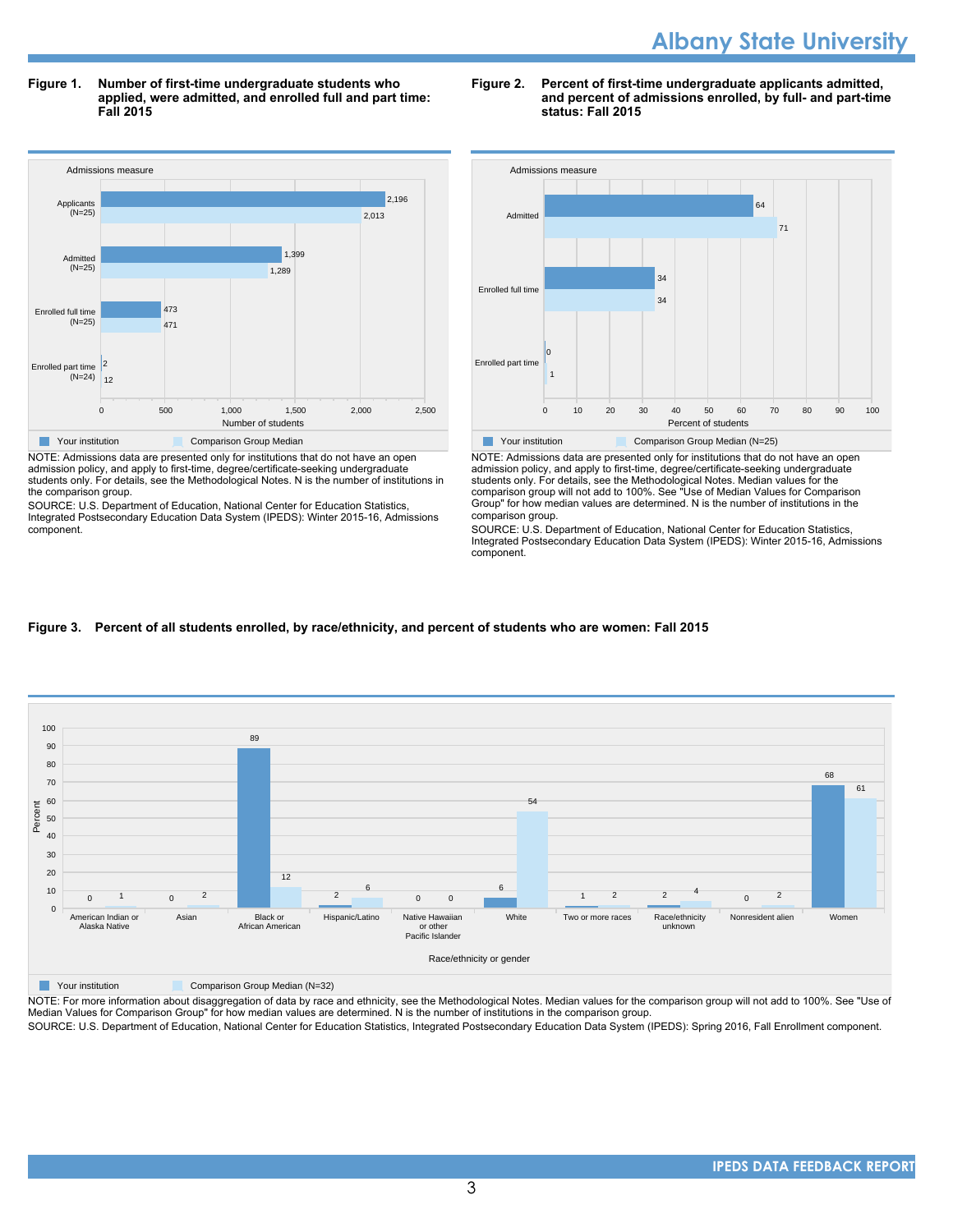# Albany State University

**Figure 1. Number of first-time undergraduate students who applied, were admitted, and enrolled full and part time: Fall 2015**

| Admissions measure | Your institution | Comparison Group Median |
|---|---|---|
| Applicants (N=25) | 2,196 | 2,013 |
| Admitted (N=25) | 1,399 | 1,289 |
| Enrolled full time (N=25) | 473 | 471 |
| Enrolled part time (N=24) | 2 | 12 |

NOTE: Admissions data are presented only for institutions that do not have an open admission policy, and apply to first-time, degree/certificate-seeking undergraduate students only. For details, see the Methodological Notes. N is the number of institutions in the comparison group.

SOURCE: U.S. Department of Education, National Center for Education Statistics, Integrated Postsecondary Education Data System (IPEDS): Winter 2015-16, Admissions component.

**Figure 2. Percent of first-time undergraduate applicants admitted, and percent of admissions enrolled, by full- and part-time status: Fall 2015**

| Admissions measure | Your institution | Comparison Group Median (N=25) |
|---|---|---|
| Admitted | 64 | 71 |
| Enrolled full time | 34 | 34 |
| Enrolled part time | 0 | 1 |

NOTE: Admissions data are presented only for institutions that do not have an open admission policy, and apply to first-time, degree/certificate-seeking undergraduate students only. For details, see the Methodological Notes. Median values for the comparison group will not add to 100%. See "Use of Median Values for Comparison Group" for how median values are determined. N is the number of institutions in the comparison group.

SOURCE: U.S. Department of Education, National Center for Education Statistics, Integrated Postsecondary Education Data System (IPEDS): Winter 2015-16, Admissions component.

**Figure 3. Percent of all students enrolled, by race/ethnicity, and percent of students who are women: Fall 2015**

| Race/ethnicity or gender | Your institution | Comparison Group Median (N=32) |
|---|---|---|
| American Indian or Alaska Native | 0 | 1 |
| Asian | 0 | 2 |
| Black or African American | 89 | 12 |
| Hispanic/Latino | 2 | 6 |
| Native Hawaiian or other Pacific Islander | 0 | 0 |
| White | 6 | 54 |
| Two or more races | 1 | 2 |
| Race/ethnicity unknown | 2 | 4 |
| Nonresident alien | 0 | 2 |
| Women | 68 | 61 |

NOTE: For more information about disaggregation of data by race and ethnicity, see the Methodological Notes. Median values for the comparison group will not add to 100%. See "Use of Median Values for Comparison Group" for how median values are determined. N is the number of institutions in the comparison group.

SOURCE: U.S. Department of Education, National Center for Education Statistics, Integrated Postsecondary Education Data System (IPEDS): Spring 2016, Fall Enrollment component.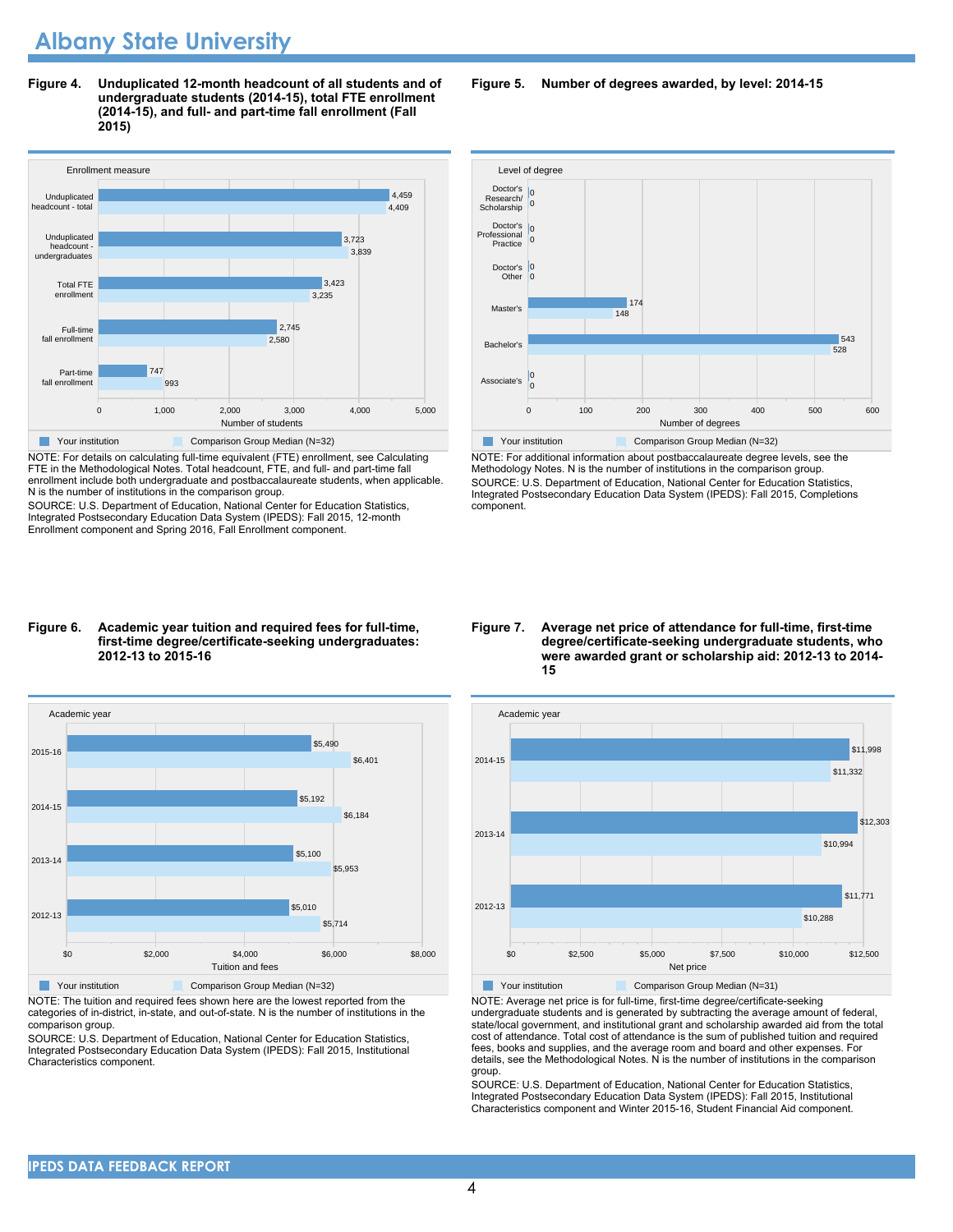# Albany State University

**Figure 4. Unduplicated 12-month headcount of all students and of undergraduate students (2014-15), total FTE enrollment (2014-15), and full- and part-time fall enrollment (Fall 2015)**

| Enrollment measure | Your institution | Comparison Group Median (N=32) |
|---|---|---|
| Unduplicated headcount - total | 4,459 | 4,409 |
| Unduplicated headcount - undergraduates | 3,723 | 3,839 |
| Total FTE enrollment | 3,423 | 3,235 |
| Full-time fall enrollment | 2,745 | 2,580 |
| Part-time fall enrollment | 747 | 993 |

NOTE: For details on calculating full-time equivalent (FTE) enrollment, see Calculating FTE in the Methodological Notes. Total headcount, FTE, and full- and part-time fall enrollment include both undergraduate and postbaccalaureate students, when applicable. N is the number of institutions in the comparison group.
SOURCE: U.S. Department of Education, National Center for Education Statistics, Integrated Postsecondary Education Data System (IPEDS): Fall 2015, 12-month Enrollment component and Spring 2016, Fall Enrollment component.

**Figure 5. Number of degrees awarded, by level: 2014-15**

| Level of degree | Your institution | Comparison Group Median (N=32) |
|---|---|---|
| Doctor's Research/ Scholarship | 0 | 0 |
| Doctor's Professional Practice | 0 | 0 |
| Doctor's Other | 0 | 0 |
| Master's | 174 | 148 |
| Bachelor's | 543 | 528 |
| Associate's | 0 | 0 |

NOTE: For additional information about postbaccalaureate degree levels, see the Methodology Notes. N is the number of institutions in the comparison group.
SOURCE: U.S. Department of Education, National Center for Education Statistics, Integrated Postsecondary Education Data System (IPEDS): Fall 2015, Completions component.

**Figure 6. Academic year tuition and required fees for full-time, first-time degree/certificate-seeking undergraduates: 2012-13 to 2015-16**

| Academic year | Your institution | Comparison Group Median (N=32) |
|---|---|---|
| 2015-16 | $5,490 | $6,401 |
| 2014-15 | $5,192 | $6,184 |
| 2013-14 | $5,100 | $5,953 |
| 2012-13 | $5,010 | $5,714 |

NOTE: The tuition and required fees shown here are the lowest reported from the categories of in-district, in-state, and out-of-state. N is the number of institutions in the comparison group.
SOURCE: U.S. Department of Education, National Center for Education Statistics, Integrated Postsecondary Education Data System (IPEDS): Fall 2015, Institutional Characteristics component.

**Figure 7. Average net price of attendance for full-time, first-time degree/certificate-seeking undergraduate students, who were awarded grant or scholarship aid: 2012-13 to 2014-15**

| Academic year | Your institution | Comparison Group Median (N=31) |
|---|---|---|
| 2014-15 | $11,998 | $11,332 |
| 2013-14 | $12,303 | $10,994 |
| 2012-13 | $11,771 | $10,288 |

NOTE: Average net price is for full-time, first-time degree/certificate-seeking undergraduate students and is generated by subtracting the average amount of federal, state/local government, and institutional grant and scholarship awarded aid from the total cost of attendance. Total cost of attendance is the sum of published tuition and required fees, books and supplies, and the average room and board and other expenses. For details, see the Methodological Notes. N is the number of institutions in the comparison group.
SOURCE: U.S. Department of Education, National Center for Education Statistics, Integrated Postsecondary Education Data System (IPEDS): Fall 2015, Institutional Characteristics component and Winter 2015-16, Student Financial Aid component.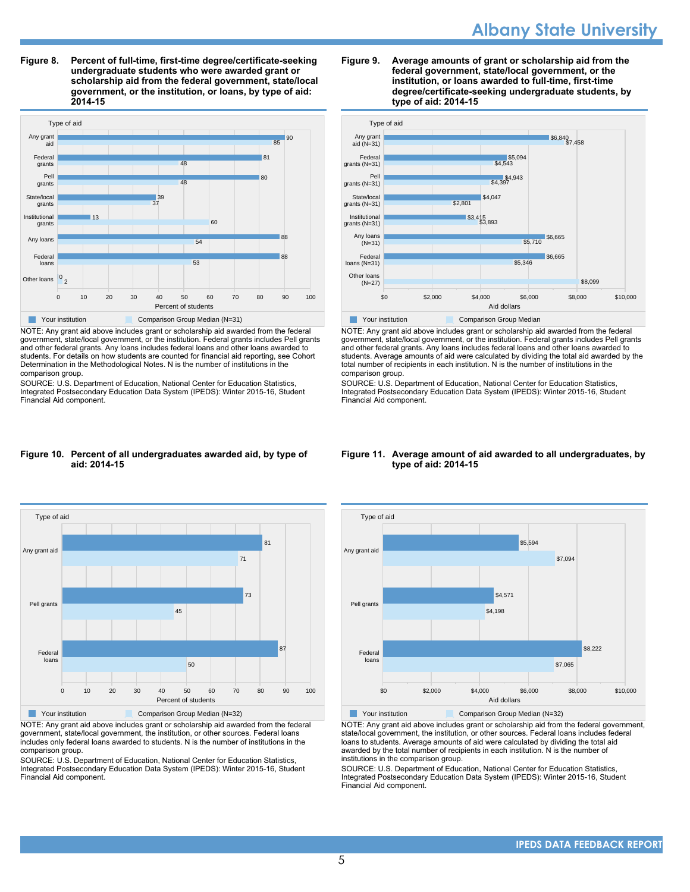**Figure 8. Percent of full-time, first-time degree/certificate-seeking undergraduate students who were awarded grant or scholarship aid from the federal government, state/local government, or the institution, or loans, by type of aid: 2014-15**

| Type of aid | Your institution | Comparison Group Median (N=31) |
|---|---|---|
| Any grant aid | 90 | 85 |
| Federal grants | 81 | 48 |
| Pell grants | 80 | 48 |
| State/local grants | 39 | 37 |
| Institutional grants | 13 | 60 |
| Any loans | 88 | 54 |
| Federal loans | 88 | 53 |
| Other loans | 0 | 2 |

NOTE: Any grant aid above includes grant or scholarship aid awarded from the federal government, state/local government, or the institution. Federal grants includes Pell grants and other federal grants. Any loans includes federal loans and other loans awarded to students. For details on how students are counted for financial aid reporting, see Cohort Determination in the Methodological Notes. N is the number of institutions in the comparison group.

SOURCE: U.S. Department of Education, National Center for Education Statistics, Integrated Postsecondary Education Data System (IPEDS): Winter 2015-16, Student Financial Aid component.

**Figure 9. Average amounts of grant or scholarship aid from the federal government, state/local government, or the institution, or loans awarded to full-time, first-time degree/certificate-seeking undergraduate students, by type of aid: 2014-15**

| Type of aid | Your institution | Comparison Group Median |
|---|---|---|
| Any grant aid (N=31) | $6,840 | $7,458 |
| Federal grants (N=31) | $5,094 | $4,543 |
| Pell grants (N=31) | $4,943 | $4,397 |
| State/local grants (N=31) | $4,047 | $2,801 |
| Institutional grants (N=31) | $3,415 | $3,893 |
| Any loans (N=31) | $6,665 | $5,710 |
| Federal loans (N=31) | $6,665 | $5,346 |
| Other loans (N=27) | | $8,099 |

NOTE: Any grant aid above includes grant or scholarship aid awarded from the federal government, state/local government, or the institution. Federal grants includes Pell grants and other federal grants. Any loans includes federal loans and other loans awarded to students. Average amounts of aid were calculated by dividing the total aid awarded by the total number of recipients in each institution. N is the number of institutions in the comparison group.

SOURCE: U.S. Department of Education, National Center for Education Statistics, Integrated Postsecondary Education Data System (IPEDS): Winter 2015-16, Student Financial Aid component.

**Figure 10. Percent of all undergraduates awarded aid, by type of aid: 2014-15**

| Type of aid | Your institution | Comparison Group Median (N=32) |
|---|---|---|
| Any grant aid | 81 | 71 |
| Pell grants | 73 | 45 |
| Federal loans | 87 | 50 |

NOTE: Any grant aid above includes grant or scholarship aid awarded from the federal government, state/local government, the institution, or other sources. Federal loans includes only federal loans awarded to students. N is the number of institutions in the comparison group.

SOURCE: U.S. Department of Education, National Center for Education Statistics, Integrated Postsecondary Education Data System (IPEDS): Winter 2015-16, Student Financial Aid component.

**Figure 11. Average amount of aid awarded to all undergraduates, by type of aid: 2014-15**

| Type of aid | Your institution | Comparison Group Median (N=32) |
|---|---|---|
| Any grant aid | $5,594 | $7,094 |
| Pell grants | $4,571 | $4,198 |
| Federal loans | $8,222 | $7,065 |

NOTE: Any grant aid above includes grant or scholarship aid from the federal government, state/local government, the institution, or other sources. Federal loans includes federal loans to students. Average amounts of aid were calculated by dividing the total aid awarded by the total number of recipients in each institution. N is the number of institutions in the comparison group.

SOURCE: U.S. Department of Education, National Center for Education Statistics, Integrated Postsecondary Education Data System (IPEDS): Winter 2015-16, Student Financial Aid component.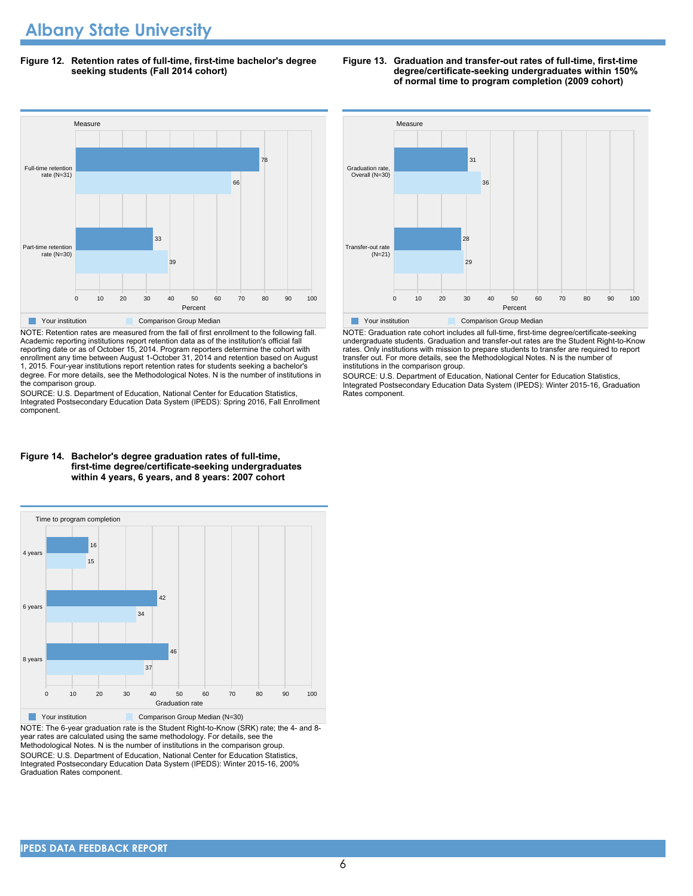# Albany State University

**Figure 12. Retention rates of full-time, first-time bachelor's degree seeking students (Fall 2014 cohort)**

| Measure | Your institution | Comparison Group Median |
|---|---|---|
| Full-time retention rate (N=31) | 78 | 66 |
| Part-time retention rate (N=30) | 33 | 39 |

NOTE: Retention rates are measured from the fall of first enrollment to the following fall. Academic reporting institutions report retention data as of the institution's official fall reporting date or as of October 15, 2014. Program reporters determine the cohort with enrollment any time between August 1-October 31, 2014 and retention based on August 1, 2015. Four-year institutions report retention rates for students seeking a bachelor's degree. For more details, see the Methodological Notes. N is the number of institutions in the comparison group.

SOURCE: U.S. Department of Education, National Center for Education Statistics, Integrated Postsecondary Education Data System (IPEDS): Spring 2016, Fall Enrollment component.

**Figure 13. Graduation and transfer-out rates of full-time, first-time degree/certificate-seeking undergraduates within 150% of normal time to program completion (2009 cohort)**

| Measure | Your institution | Comparison Group Median |
|---|---|---|
| Graduation rate, Overall (N=30) | 31 | 36 |
| Transfer-out rate (N=21) | 28 | 29 |

NOTE: Graduation rate cohort includes all full-time, first-time degree/certificate-seeking undergraduate students. Graduation and transfer-out rates are the Student Right-to-Know rates. Only institutions with mission to prepare students to transfer are required to report transfer out. For more details, see the Methodological Notes. N is the number of institutions in the comparison group.

SOURCE: U.S. Department of Education, National Center for Education Statistics, Integrated Postsecondary Education Data System (IPEDS): Winter 2015-16, Graduation Rates component.

**Figure 14. Bachelor's degree graduation rates of full-time, first-time degree/certificate-seeking undergraduates within 4 years, 6 years, and 8 years: 2007 cohort**

| Time to program completion | Your institution | Comparison Group Median (N=30) |
|---|---|---|
| 4 years | 16 | 15 |
| 6 years | 42 | 34 |
| 8 years | 46 | 37 |

NOTE: The 6-year graduation rate is the Student Right-to-Know (SRK) rate; the 4- and 8-year rates are calculated using the same methodology. For details, see the Methodological Notes. N is the number of institutions in the comparison group.

SOURCE: U.S. Department of Education, National Center for Education Statistics, Integrated Postsecondary Education Data System (IPEDS): Winter 2015-16, 200% Graduation Rates component.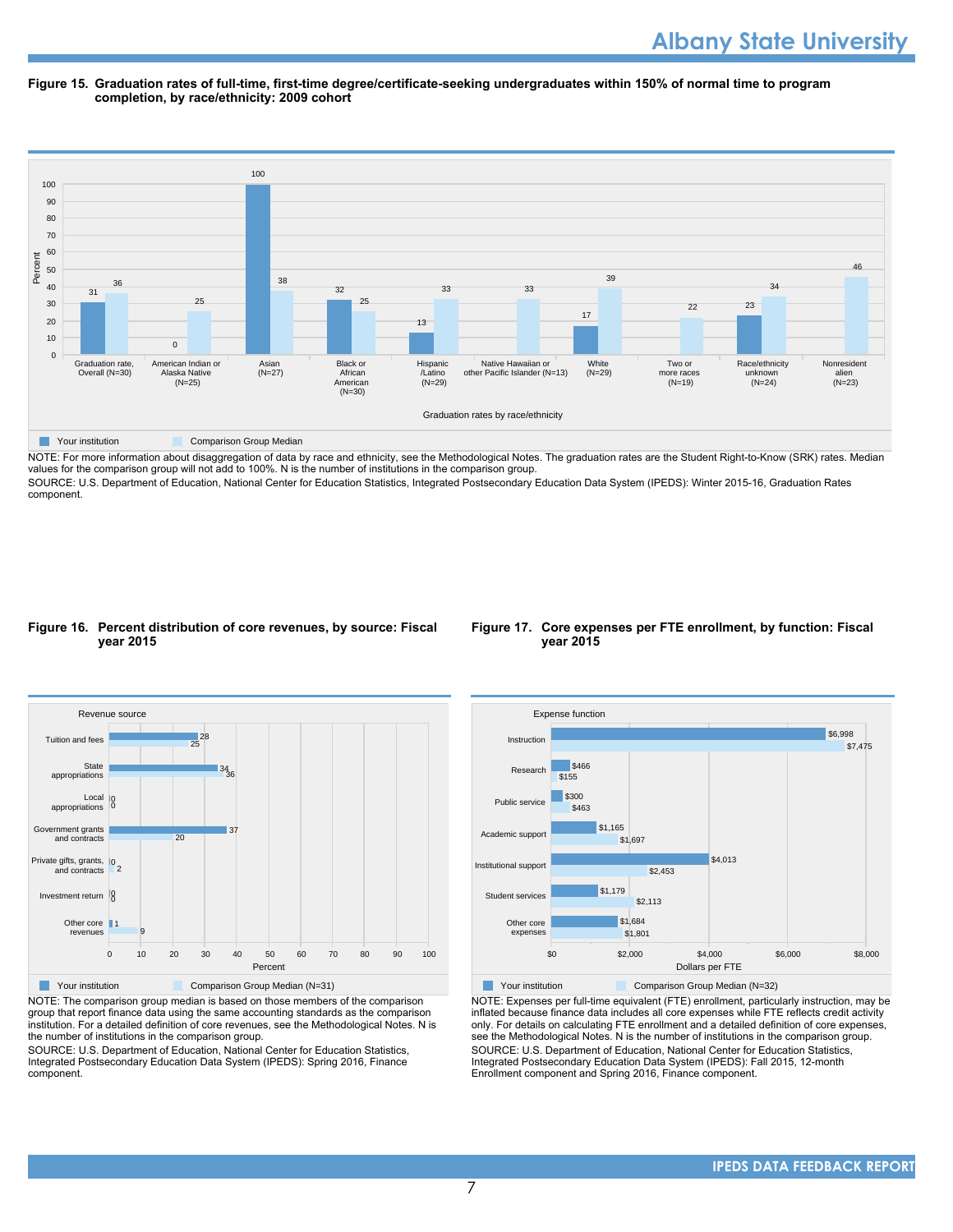**Figure 15. Graduation rates of full-time, first-time degree/certificate-seeking undergraduates within 150% of normal time to program completion, by race/ethnicity: 2009 cohort**

| Graduation rates by race/ethnicity | Your institution | Comparison Group Median |
|---|---|---|
| Graduation rate, Overall (N=30) | 31 | 36 |
| American Indian or Alaska Native (N=25) | 0 | 25 |
| Asian (N=27) | 100 | 38 |
| Black or African American (N=30) | 32 | 25 |
| Hispanic /Latino (N=29) | 13 | 33 |
| Native Hawaiian or other Pacific Islander (N=13) | | 33 |
| White (N=29) | 17 | 39 |
| Two or more races (N=19) | | 22 |
| Race/ethnicity unknown (N=24) | 23 | 34 |
| Nonresident alien (N=23) | | 46 |

NOTE: For more information about disaggregation of data by race and ethnicity, see the Methodological Notes. The graduation rates are the Student Right-to-Know (SRK) rates. Median values for the comparison group will not add to 100%. N is the number of institutions in the comparison group.

SOURCE: U.S. Department of Education, National Center for Education Statistics, Integrated Postsecondary Education Data System (IPEDS): Winter 2015-16, Graduation Rates component.

**Figure 16. Percent distribution of core revenues, by source: Fiscal year 2015**

| Revenue source | Your institution | Comparison Group Median (N=31) |
|---|---|---|
| Tuition and fees | 28 | 25 |
| State appropriations | 34 | 36 |
| Local appropriations | 0 | 0 |
| Government grants and contracts | 37 | 20 |
| Private gifts, grants, and contracts | 0 | 2 |
| Investment return | 0 | 0 |
| Other core revenues | 1 | 9 |

NOTE: The comparison group median is based on those members of the comparison group that report finance data using the same accounting standards as the comparison institution. For a detailed definition of core revenues, see the Methodological Notes. N is the number of institutions in the comparison group.

SOURCE: U.S. Department of Education, National Center for Education Statistics, Integrated Postsecondary Education Data System (IPEDS): Spring 2016, Finance component.

**Figure 17. Core expenses per FTE enrollment, by function: Fiscal year 2015**

| Expense function | Your institution | Comparison Group Median (N=32) |
|---|---|---|
| Instruction | $6,998 | $7,475 |
| Research | $466 | $155 |
| Public service | $300 | $463 |
| Academic support | $1,165 | $1,697 |
| Institutional support | $4,013 | $2,453 |
| Student services | $1,179 | $2,113 |
| Other core expenses | $1,684 | $1,801 |

NOTE: Expenses per full-time equivalent (FTE) enrollment, particularly instruction, may be inflated because finance data includes all core expenses while FTE reflects credit activity only. For details on calculating FTE enrollment and a detailed definition of core expenses, see the Methodological Notes. N is the number of institutions in the comparison group.

SOURCE: U.S. Department of Education, National Center for Education Statistics, Integrated Postsecondary Education Data System (IPEDS): Fall 2015, 12-month Enrollment component and Spring 2016, Finance component.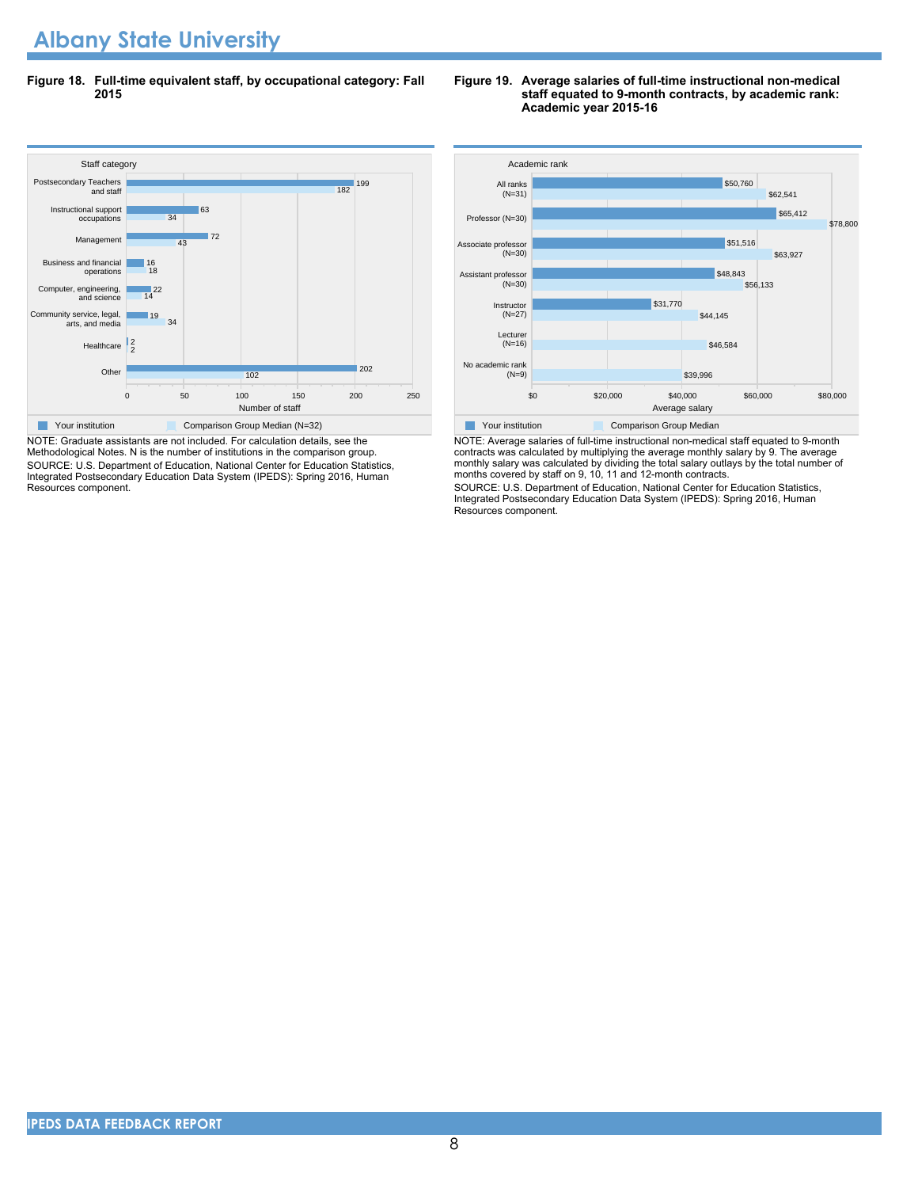# Albany State University

**Figure 18. Full-time equivalent staff, by occupational category: Fall 2015**

| Staff category | Your institution | Comparison Group Median (N=32) |
|---|---|---|
| Postsecondary Teachers and staff | 199 | 182 |
| Instructional support occupations | 63 | 34 |
| Management | 72 | 43 |
| Business and financial operations | 16 | 18 |
| Computer, engineering, and science | 22 | 14 |
| Community service, legal, arts, and media | 19 | 34 |
| Healthcare | 2 | 2 |
| Other | 202 | 102 |

NOTE: Graduate assistants are not included. For calculation details, see the Methodological Notes. N is the number of institutions in the comparison group.
SOURCE: U.S. Department of Education, National Center for Education Statistics, Integrated Postsecondary Education Data System (IPEDS): Spring 2016, Human Resources component.

**Figure 19. Average salaries of full-time instructional non-medical staff equated to 9-month contracts, by academic rank: Academic year 2015-16**

| Academic rank | Your institution | Comparison Group Median |
|---|---|---|
| All ranks (N=31) | $50,760 | $62,541 |
| Professor (N=30) | $65,412 | $78,800 |
| Associate professor (N=30) | $51,516 | $63,927 |
| Assistant professor (N=30) | $48,843 | $56,133 |
| Instructor (N=27) | $31,770 | $44,145 |
| Lecturer (N=16) | | $46,584 |
| No academic rank (N=9) | | $39,996 |

NOTE: Average salaries of full-time instructional non-medical staff equated to 9-month contracts was calculated by multiplying the average monthly salary by 9. The average monthly salary was calculated by dividing the total salary outlays by the total number of months covered by staff on 9, 10, 11 and 12-month contracts.
SOURCE: U.S. Department of Education, National Center for Education Statistics, Integrated Postsecondary Education Data System (IPEDS): Spring 2016, Human Resources component.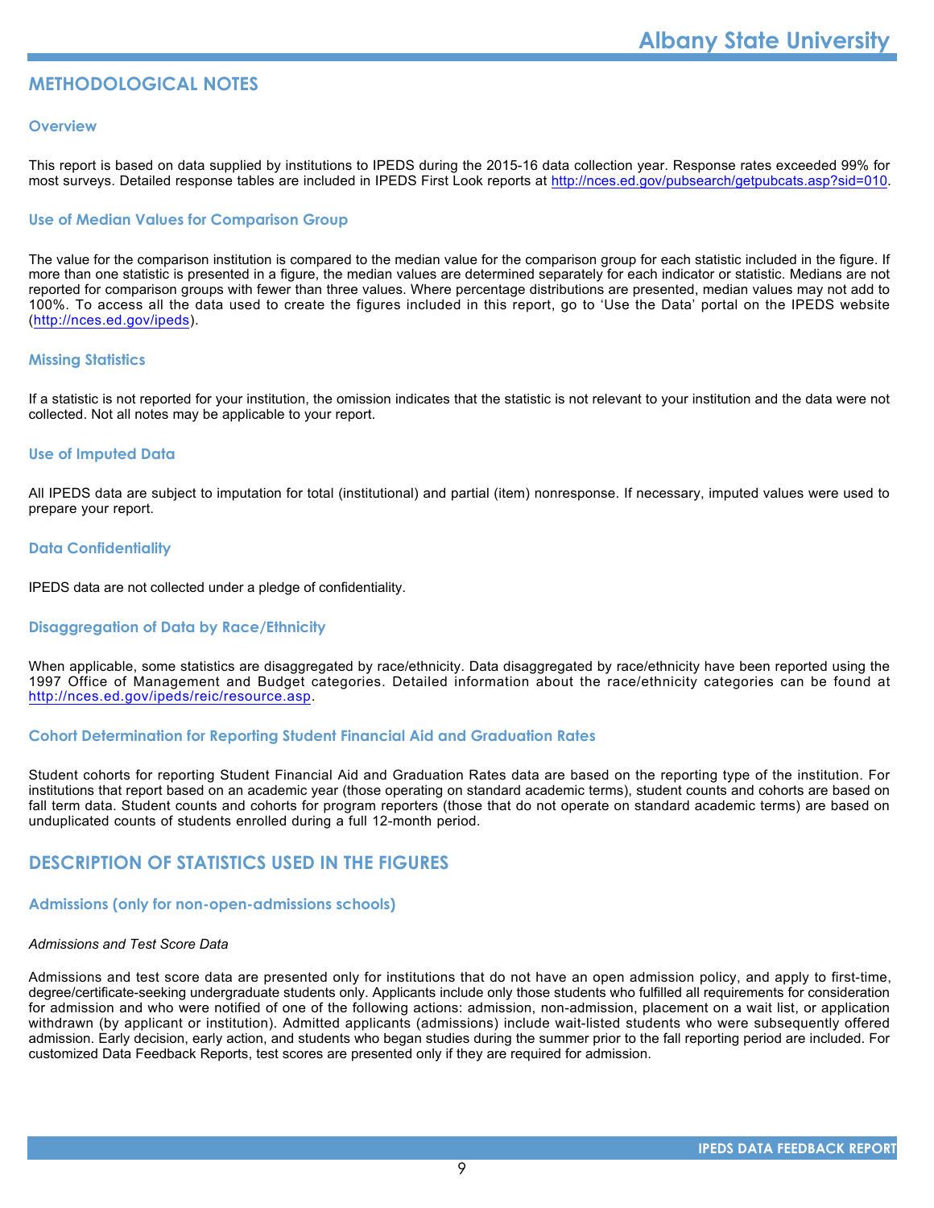## METHODOLOGICAL NOTES

### Overview

This report is based on data supplied by institutions to IPEDS during the 2015-16 data collection year. Response rates exceeded 99% for most surveys. Detailed response tables are included in IPEDS First Look reports at http://nces.ed.gov/pubsearch/getpubcats.asp?sid=010.

### Use of Median Values for Comparison Group

The value for the comparison institution is compared to the median value for the comparison group for each statistic included in the figure. If more than one statistic is presented in a figure, the median values are determined separately for each indicator or statistic. Medians are not reported for comparison groups with fewer than three values. Where percentage distributions are presented, median values may not add to 100%. To access all the data used to create the figures included in this report, go to 'Use the Data' portal on the IPEDS website (http://nces.ed.gov/ipeds).

### Missing Statistics

If a statistic is not reported for your institution, the omission indicates that the statistic is not relevant to your institution and the data were not collected. Not all notes may be applicable to your report.

### Use of Imputed Data

All IPEDS data are subject to imputation for total (institutional) and partial (item) nonresponse. If necessary, imputed values were used to prepare your report.

### Data Confidentiality

IPEDS data are not collected under a pledge of confidentiality.

### Disaggregation of Data by Race/Ethnicity

When applicable, some statistics are disaggregated by race/ethnicity. Data disaggregated by race/ethnicity have been reported using the 1997 Office of Management and Budget categories. Detailed information about the race/ethnicity categories can be found at http://nces.ed.gov/ipeds/reic/resource.asp.

### Cohort Determination for Reporting Student Financial Aid and Graduation Rates

Student cohorts for reporting Student Financial Aid and Graduation Rates data are based on the reporting type of the institution. For institutions that report based on an academic year (those operating on standard academic terms), student counts and cohorts are based on fall term data. Student counts and cohorts for program reporters (those that do not operate on standard academic terms) are based on unduplicated counts of students enrolled during a full 12-month period.

## DESCRIPTION OF STATISTICS USED IN THE FIGURES

### Admissions (only for non-open-admissions schools)

*Admissions and Test Score Data*

Admissions and test score data are presented only for institutions that do not have an open admission policy, and apply to first-time, degree/certificate-seeking undergraduate students only. Applicants include only those students who fulfilled all requirements for consideration for admission and who were notified of one of the following actions: admission, non-admission, placement on a wait list, or application withdrawn (by applicant or institution). Admitted applicants (admissions) include wait-listed students who were subsequently offered admission. Early decision, early action, and students who began studies during the summer prior to the fall reporting period are included. For customized Data Feedback Reports, test scores are presented only if they are required for admission.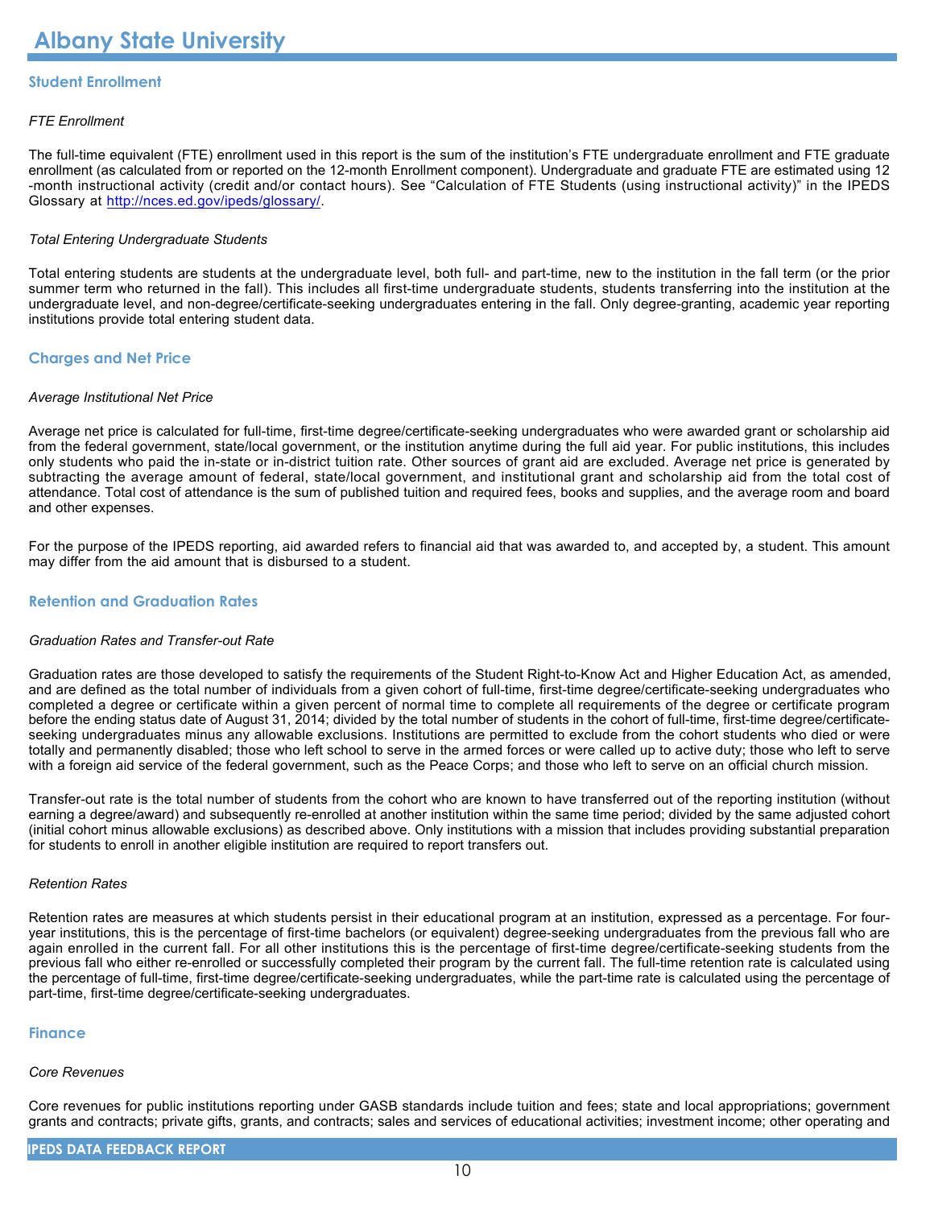# Albany State University

## Student Enrollment

*FTE Enrollment*

The full-time equivalent (FTE) enrollment used in this report is the sum of the institution's FTE undergraduate enrollment and FTE graduate enrollment (as calculated from or reported on the 12-month Enrollment component). Undergraduate and graduate FTE are estimated using 12-month instructional activity (credit and/or contact hours). See "Calculation of FTE Students (using instructional activity)" in the IPEDS Glossary at http://nces.ed.gov/ipeds/glossary/.

*Total Entering Undergraduate Students*

Total entering students are students at the undergraduate level, both full- and part-time, new to the institution in the fall term (or the prior summer term who returned in the fall). This includes all first-time undergraduate students, students transferring into the institution at the undergraduate level, and non-degree/certificate-seeking undergraduates entering in the fall. Only degree-granting, academic year reporting institutions provide total entering student data.

## Charges and Net Price

*Average Institutional Net Price*

Average net price is calculated for full-time, first-time degree/certificate-seeking undergraduates who were awarded grant or scholarship aid from the federal government, state/local government, or the institution anytime during the full aid year. For public institutions, this includes only students who paid the in-state or in-district tuition rate. Other sources of grant aid are excluded. Average net price is generated by subtracting the average amount of federal, state/local government, and institutional grant and scholarship aid from the total cost of attendance. Total cost of attendance is the sum of published tuition and required fees, books and supplies, and the average room and board and other expenses.

For the purpose of the IPEDS reporting, aid awarded refers to financial aid that was awarded to, and accepted by, a student. This amount may differ from the aid amount that is disbursed to a student.

## Retention and Graduation Rates

*Graduation Rates and Transfer-out Rate*

Graduation rates are those developed to satisfy the requirements of the Student Right-to-Know Act and Higher Education Act, as amended, and are defined as the total number of individuals from a given cohort of full-time, first-time degree/certificate-seeking undergraduates who completed a degree or certificate within a given percent of normal time to complete all requirements of the degree or certificate program before the ending status date of August 31, 2014; divided by the total number of students in the cohort of full-time, first-time degree/certificate-seeking undergraduates minus any allowable exclusions. Institutions are permitted to exclude from the cohort students who died or were totally and permanently disabled; those who left school to serve in the armed forces or were called up to active duty; those who left to serve with a foreign aid service of the federal government, such as the Peace Corps; and those who left to serve on an official church mission.

Transfer-out rate is the total number of students from the cohort who are known to have transferred out of the reporting institution (without earning a degree/award) and subsequently re-enrolled at another institution within the same time period; divided by the same adjusted cohort (initial cohort minus allowable exclusions) as described above. Only institutions with a mission that includes providing substantial preparation for students to enroll in another eligible institution are required to report transfers out.

*Retention Rates*

Retention rates are measures at which students persist in their educational program at an institution, expressed as a percentage. For four-year institutions, this is the percentage of first-time bachelors (or equivalent) degree-seeking undergraduates from the previous fall who are again enrolled in the current fall. For all other institutions this is the percentage of first-time degree/certificate-seeking students from the previous fall who either re-enrolled or successfully completed their program by the current fall. The full-time retention rate is calculated using the percentage of full-time, first-time degree/certificate-seeking undergraduates, while the part-time rate is calculated using the percentage of part-time, first-time degree/certificate-seeking undergraduates.

## Finance

*Core Revenues*

Core revenues for public institutions reporting under GASB standards include tuition and fees; state and local appropriations; government grants and contracts; private gifts, grants, and contracts; sales and services of educational activities; investment income; other operating and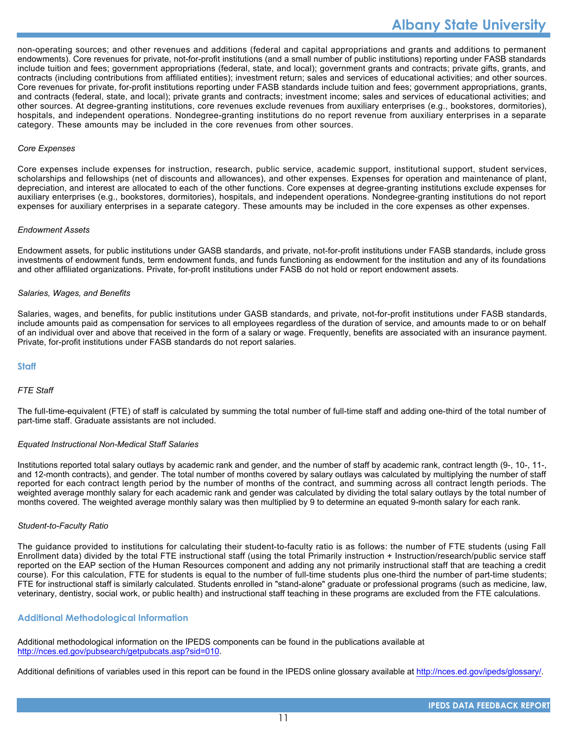non-operating sources; and other revenues and additions (federal and capital appropriations and grants and additions to permanent endowments). Core revenues for private, not-for-profit institutions (and a small number of public institutions) reporting under FASB standards include tuition and fees; government appropriations (federal, state, and local); government grants and contracts; private gifts, grants, and contracts (including contributions from affiliated entities); investment return; sales and services of educational activities; and other sources. Core revenues for private, for-profit institutions reporting under FASB standards include tuition and fees; government appropriations, grants, and contracts (federal, state, and local); private grants and contracts; investment income; sales and services of educational activities; and other sources. At degree-granting institutions, core revenues exclude revenues from auxiliary enterprises (e.g., bookstores, dormitories), hospitals, and independent operations. Nondegree-granting institutions do no report revenue from auxiliary enterprises in a separate category. These amounts may be included in the core revenues from other sources.

*Core Expenses*

Core expenses include expenses for instruction, research, public service, academic support, institutional support, student services, scholarships and fellowships (net of discounts and allowances), and other expenses. Expenses for operation and maintenance of plant, depreciation, and interest are allocated to each of the other functions. Core expenses at degree-granting institutions exclude expenses for auxiliary enterprises (e.g., bookstores, dormitories), hospitals, and independent operations. Nondegree-granting institutions do not report expenses for auxiliary enterprises in a separate category. These amounts may be included in the core expenses as other expenses.

*Endowment Assets*

Endowment assets, for public institutions under GASB standards, and private, not-for-profit institutions under FASB standards, include gross investments of endowment funds, term endowment funds, and funds functioning as endowment for the institution and any of its foundations and other affiliated organizations. Private, for-profit institutions under FASB do not hold or report endowment assets.

*Salaries, Wages, and Benefits*

Salaries, wages, and benefits, for public institutions under GASB standards, and private, not-for-profit institutions under FASB standards, include amounts paid as compensation for services to all employees regardless of the duration of service, and amounts made to or on behalf of an individual over and above that received in the form of a salary or wage. Frequently, benefits are associated with an insurance payment. Private, for-profit institutions under FASB standards do not report salaries.

## Staff

*FTE Staff*

The full-time-equivalent (FTE) of staff is calculated by summing the total number of full-time staff and adding one-third of the total number of part-time staff. Graduate assistants are not included.

*Equated Instructional Non-Medical Staff Salaries*

Institutions reported total salary outlays by academic rank and gender, and the number of staff by academic rank, contract length (9-, 10-, 11-, and 12-month contracts), and gender. The total number of months covered by salary outlays was calculated by multiplying the number of staff reported for each contract length period by the number of months of the contract, and summing across all contract length periods. The weighted average monthly salary for each academic rank and gender was calculated by dividing the total salary outlays by the total number of months covered. The weighted average monthly salary was then multiplied by 9 to determine an equated 9-month salary for each rank.

*Student-to-Faculty Ratio*

The guidance provided to institutions for calculating their student-to-faculty ratio is as follows: the number of FTE students (using Fall Enrollment data) divided by the total FTE instructional staff (using the total Primarily instruction + Instruction/research/public service staff reported on the EAP section of the Human Resources component and adding any not primarily instructional staff that are teaching a credit course). For this calculation, FTE for students is equal to the number of full-time students plus one-third the number of part-time students; FTE for instructional staff is similarly calculated. Students enrolled in "stand-alone" graduate or professional programs (such as medicine, law, veterinary, dentistry, social work, or public health) and instructional staff teaching in these programs are excluded from the FTE calculations.

## Additional Methodological Information

Additional methodological information on the IPEDS components can be found in the publications available at http://nces.ed.gov/pubsearch/getpubcats.asp?sid=010.

Additional definitions of variables used in this report can be found in the IPEDS online glossary available at http://nces.ed.gov/ipeds/glossary/.